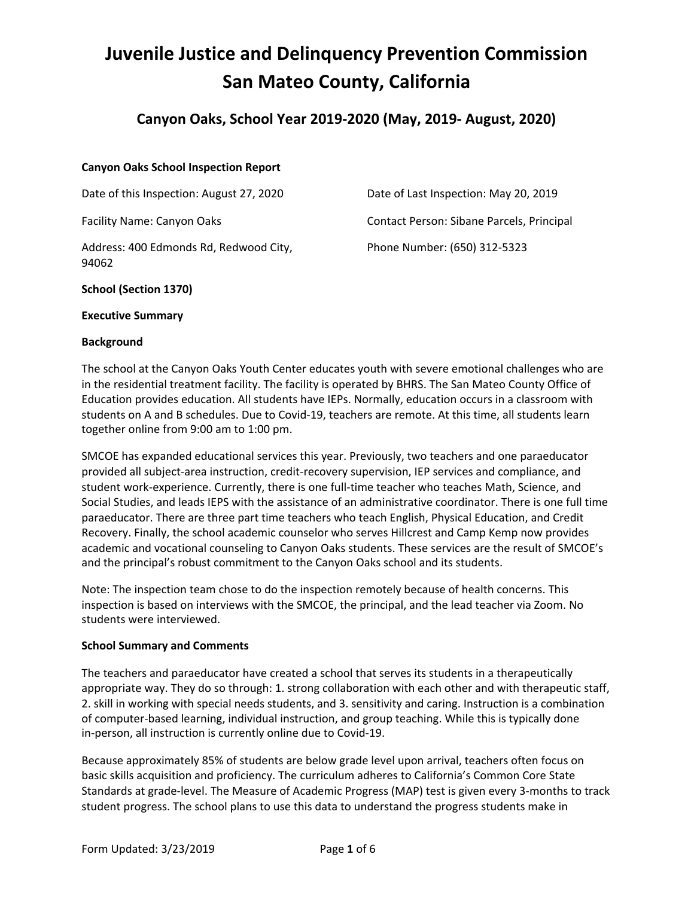# Juvenile Justice and Delinquency Prevention Commission San Mateo County, California

## Canyon Oaks, School Year 2019-2020 (May, 2019- August, 2020)

**Canyon Oaks School Inspection Report**

Date of this Inspection: August 27, 2020

Date of Last Inspection: May 20, 2019

Facility Name: Canyon Oaks

Contact Person: Sibane Parcels, Principal

Address: 400 Edmonds Rd, Redwood City, 94062

Phone Number: (650) 312-5323

**School (Section 1370)**

**Executive Summary**

**Background**

The school at the Canyon Oaks Youth Center educates youth with severe emotional challenges who are in the residential treatment facility. The facility is operated by BHRS. The San Mateo County Office of Education provides education. All students have IEPs. Normally, education occurs in a classroom with students on A and B schedules. Due to Covid-19, teachers are remote. At this time, all students learn together online from 9:00 am to 1:00 pm.

SMCOE has expanded educational services this year. Previously, two teachers and one paraeducator provided all subject-area instruction, credit-recovery supervision, IEP services and compliance, and student work-experience. Currently, there is one full-time teacher who teaches Math, Science, and Social Studies, and leads IEPS with the assistance of an administrative coordinator. There is one full time paraeducator. There are three part time teachers who teach English, Physical Education, and Credit Recovery. Finally, the school academic counselor who serves Hillcrest and Camp Kemp now provides academic and vocational counseling to Canyon Oaks students. These services are the result of SMCOE's and the principal's robust commitment to the Canyon Oaks school and its students.

Note: The inspection team chose to do the inspection remotely because of health concerns. This inspection is based on interviews with the SMCOE, the principal, and the lead teacher via Zoom. No students were interviewed.

**School Summary and Comments**

The teachers and paraeducator have created a school that serves its students in a therapeutically appropriate way. They do so through: 1. strong collaboration with each other and with therapeutic staff, 2. skill in working with special needs students, and 3. sensitivity and caring. Instruction is a combination of computer-based learning, individual instruction, and group teaching. While this is typically done in-person, all instruction is currently online due to Covid-19.

Because approximately 85% of students are below grade level upon arrival, teachers often focus on basic skills acquisition and proficiency. The curriculum adheres to California's Common Core State Standards at grade-level. The Measure of Academic Progress (MAP) test is given every 3-months to track student progress. The school plans to use this data to understand the progress students make in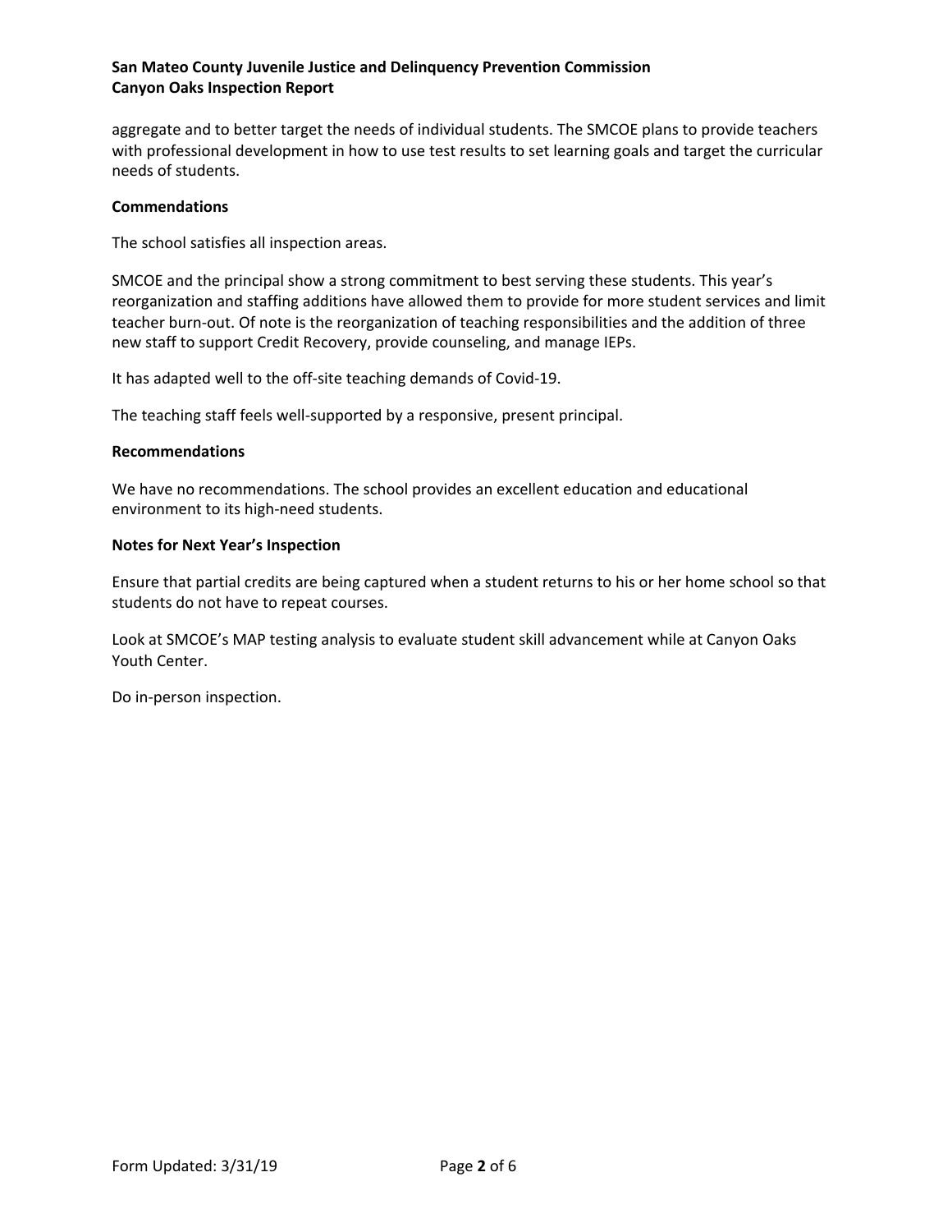aggregate and to better target the needs of individual students. The SMCOE plans to provide teachers with professional development in how to use test results to set learning goals and target the curricular needs of students.

**Commendations**

The school satisfies all inspection areas.

SMCOE and the principal show a strong commitment to best serving these students. This year's reorganization and staffing additions have allowed them to provide for more student services and limit teacher burn-out. Of note is the reorganization of teaching responsibilities and the addition of three new staff to support Credit Recovery, provide counseling, and manage IEPs.

It has adapted well to the off-site teaching demands of Covid-19.

The teaching staff feels well-supported by a responsive, present principal.

**Recommendations**

We have no recommendations. The school provides an excellent education and educational environment to its high-need students.

**Notes for Next Year's Inspection**

Ensure that partial credits are being captured when a student returns to his or her home school so that students do not have to repeat courses.

Look at SMCOE's MAP testing analysis to evaluate student skill advancement while at Canyon Oaks Youth Center.

Do in-person inspection.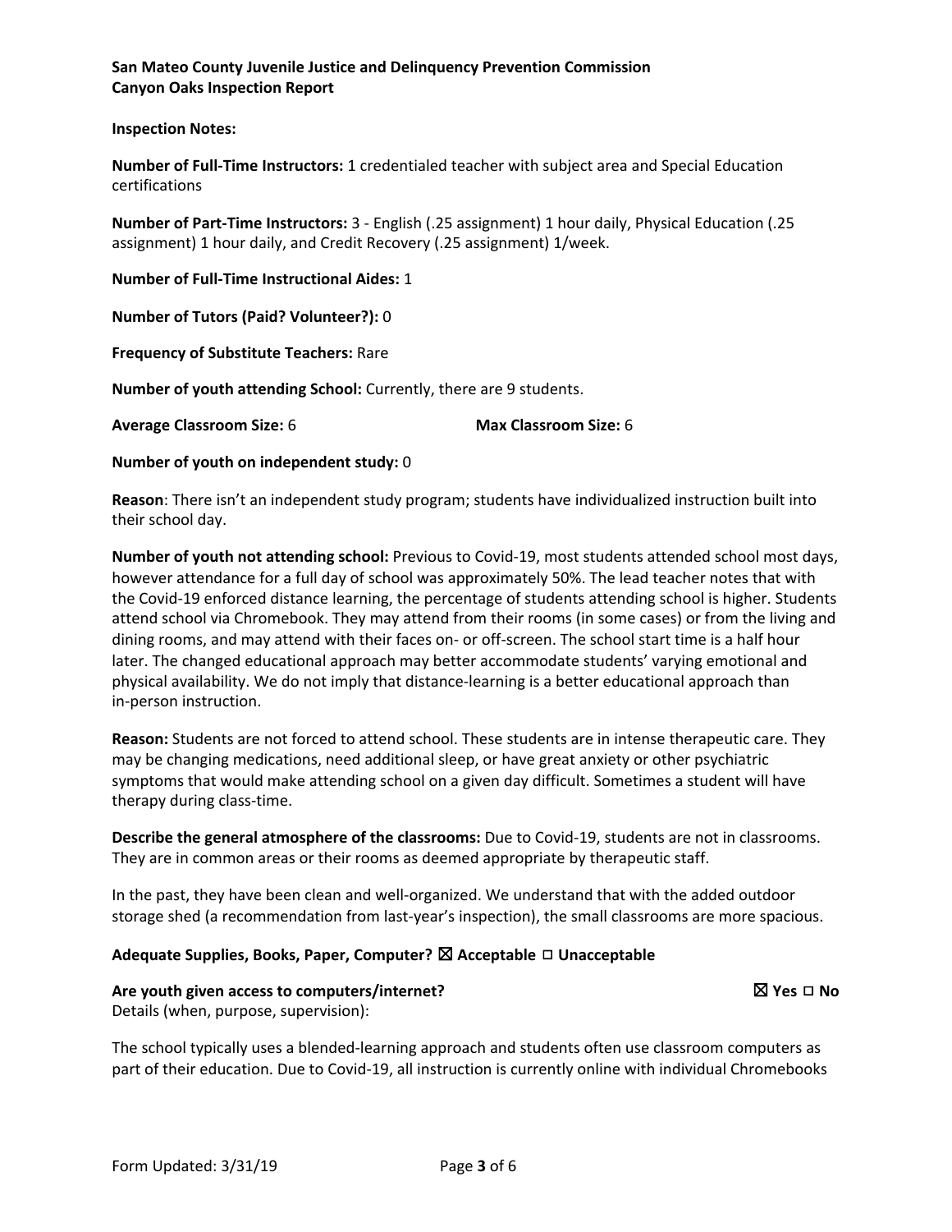**Inspection Notes:**

**Number of Full-Time Instructors:** 1 credentialed teacher with subject area and Special Education certifications

**Number of Part-Time Instructors:** 3 - English (.25 assignment) 1 hour daily, Physical Education (.25 assignment) 1 hour daily, and Credit Recovery (.25 assignment) 1/week.

**Number of Full-Time Instructional Aides:** 1

**Number of Tutors (Paid? Volunteer?):** 0

**Frequency of Substitute Teachers:** Rare

**Number of youth attending School:** Currently, there are 9 students.

**Average Classroom Size:** 6 **Max Classroom Size:** 6

**Number of youth on independent study:** 0

**Reason**: There isn't an independent study program; students have individualized instruction built into their school day.

**Number of youth not attending school:** Previous to Covid-19, most students attended school most days, however attendance for a full day of school was approximately 50%. The lead teacher notes that with the Covid-19 enforced distance learning, the percentage of students attending school is higher. Students attend school via Chromebook. They may attend from their rooms (in some cases) or from the living and dining rooms, and may attend with their faces on- or off-screen. The school start time is a half hour later. The changed educational approach may better accommodate students' varying emotional and physical availability. We do not imply that distance-learning is a better educational approach than in-person instruction.

**Reason:** Students are not forced to attend school. These students are in intense therapeutic care. They may be changing medications, need additional sleep, or have great anxiety or other psychiatric symptoms that would make attending school on a given day difficult. Sometimes a student will have therapy during class-time.

**Describe the general atmosphere of the classrooms:** Due to Covid-19, students are not in classrooms. They are in common areas or their rooms as deemed appropriate by therapeutic staff.

In the past, they have been clean and well-organized. We understand that with the added outdoor storage shed (a recommendation from last-year's inspection), the small classrooms are more spacious.

**Adequate Supplies, Books, Paper, Computer? ☒ Acceptable ☐ Unacceptable**

**Are youth given access to computers/internet?** **☒ Yes ☐ No**

Details (when, purpose, supervision):

The school typically uses a blended-learning approach and students often use classroom computers as part of their education. Due to Covid-19, all instruction is currently online with individual Chromebooks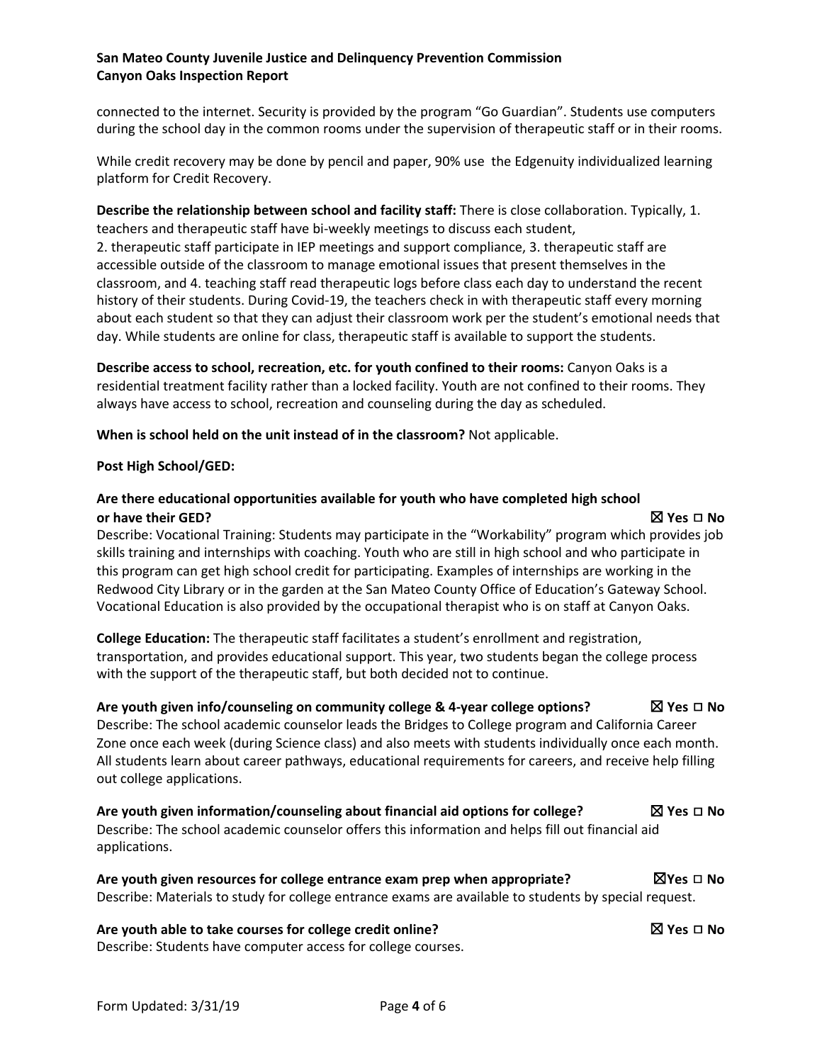connected to the internet. Security is provided by the program "Go Guardian". Students use computers during the school day in the common rooms under the supervision of therapeutic staff or in their rooms.

While credit recovery may be done by pencil and paper, 90% use the Edgenuity individualized learning platform for Credit Recovery.

**Describe the relationship between school and facility staff:** There is close collaboration. Typically, 1. teachers and therapeutic staff have bi-weekly meetings to discuss each student, 2. therapeutic staff participate in IEP meetings and support compliance, 3. therapeutic staff are accessible outside of the classroom to manage emotional issues that present themselves in the classroom, and 4. teaching staff read therapeutic logs before class each day to understand the recent history of their students. During Covid-19, the teachers check in with therapeutic staff every morning about each student so that they can adjust their classroom work per the student's emotional needs that day. While students are online for class, therapeutic staff is available to support the students.

**Describe access to school, recreation, etc. for youth confined to their rooms:** Canyon Oaks is a residential treatment facility rather than a locked facility. Youth are not confined to their rooms. They always have access to school, recreation and counseling during the day as scheduled.

**When is school held on the unit instead of in the classroom?** Not applicable.

**Post High School/GED:**

**Are there educational opportunities available for youth who have completed high school or have their GED?** ☒ **Yes** ☐ **No**

Describe: Vocational Training: Students may participate in the "Workability" program which provides job skills training and internships with coaching. Youth who are still in high school and who participate in this program can get high school credit for participating. Examples of internships are working in the Redwood City Library or in the garden at the San Mateo County Office of Education's Gateway School. Vocational Education is also provided by the occupational therapist who is on staff at Canyon Oaks.

**College Education:** The therapeutic staff facilitates a student's enrollment and registration, transportation, and provides educational support. This year, two students began the college process with the support of the therapeutic staff, but both decided not to continue.

**Are youth given info/counseling on community college & 4-year college options?** ☒ **Yes** ☐ **No**

Describe: The school academic counselor leads the Bridges to College program and California Career Zone once each week (during Science class) and also meets with students individually once each month. All students learn about career pathways, educational requirements for careers, and receive help filling out college applications.

**Are youth given information/counseling about financial aid options for college?** ☒ **Yes** ☐ **No**

Describe: The school academic counselor offers this information and helps fill out financial aid applications.

**Are youth given resources for college entrance exam prep when appropriate?** ☒**Yes** ☐ **No**

Describe: Materials to study for college entrance exams are available to students by special request.

**Are youth able to take courses for college credit online?** ☒ **Yes** ☐ **No**

Describe: Students have computer access for college courses.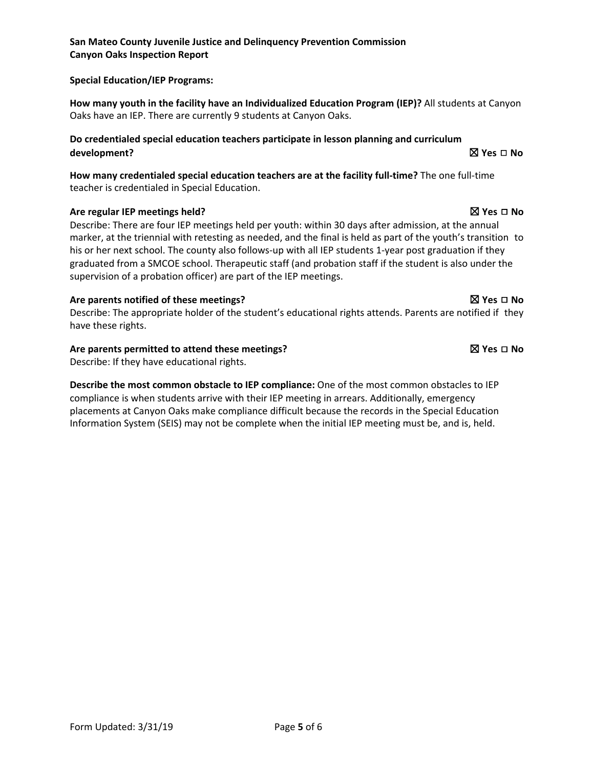**Special Education/IEP Programs:**

**How many youth in the facility have an Individualized Education Program (IEP)?** All students at Canyon Oaks have an IEP. There are currently 9 students at Canyon Oaks.

**Do credentialed special education teachers participate in lesson planning and curriculum development?** ☒ **Yes** ☐ **No**

**How many credentialed special education teachers are at the facility full-time?** The one full-time teacher is credentialed in Special Education.

**Are regular IEP meetings held?** ☒ **Yes** ☐ **No**

Describe: There are four IEP meetings held per youth: within 30 days after admission, at the annual marker, at the triennial with retesting as needed, and the final is held as part of the youth's transition to his or her next school. The county also follows-up with all IEP students 1-year post graduation if they graduated from a SMCOE school. Therapeutic staff (and probation staff if the student is also under the supervision of a probation officer) are part of the IEP meetings.

**Are parents notified of these meetings?** ☒ **Yes** ☐ **No**

Describe: The appropriate holder of the student's educational rights attends. Parents are notified if they have these rights.

**Are parents permitted to attend these meetings?** ☒ **Yes** ☐ **No**

Describe: If they have educational rights.

**Describe the most common obstacle to IEP compliance:** One of the most common obstacles to IEP compliance is when students arrive with their IEP meeting in arrears. Additionally, emergency placements at Canyon Oaks make compliance difficult because the records in the Special Education Information System (SEIS) may not be complete when the initial IEP meeting must be, and is, held.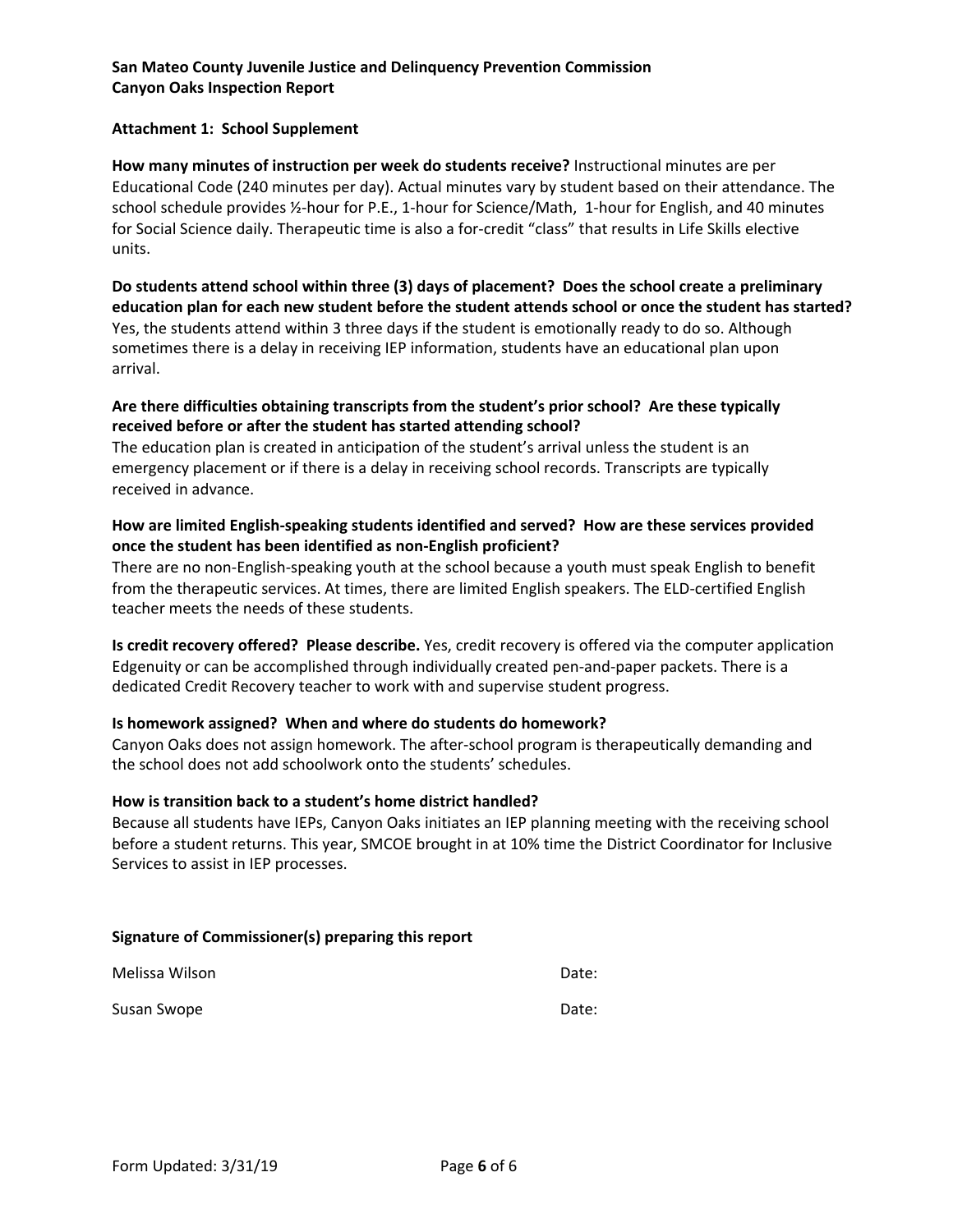**San Mateo County Juvenile Justice and Delinquency Prevention Commission**
**Canyon Oaks Inspection Report**

## Attachment 1: School Supplement

**How many minutes of instruction per week do students receive?** Instructional minutes are per Educational Code (240 minutes per day). Actual minutes vary by student based on their attendance. The school schedule provides ½-hour for P.E., 1-hour for Science/Math, 1-hour for English, and 40 minutes for Social Science daily. Therapeutic time is also a for-credit "class" that results in Life Skills elective units.

**Do students attend school within three (3) days of placement? Does the school create a preliminary education plan for each new student before the student attends school or once the student has started?**
Yes, the students attend within 3 three days if the student is emotionally ready to do so. Although sometimes there is a delay in receiving IEP information, students have an educational plan upon arrival.

**Are there difficulties obtaining transcripts from the student's prior school? Are these typically received before or after the student has started attending school?**
The education plan is created in anticipation of the student's arrival unless the student is an emergency placement or if there is a delay in receiving school records. Transcripts are typically received in advance.

**How are limited English-speaking students identified and served? How are these services provided once the student has been identified as non-English proficient?**
There are no non-English-speaking youth at the school because a youth must speak English to benefit from the therapeutic services. At times, there are limited English speakers. The ELD-certified English teacher meets the needs of these students.

**Is credit recovery offered? Please describe.** Yes, credit recovery is offered via the computer application Edgenuity or can be accomplished through individually created pen-and-paper packets. There is a dedicated Credit Recovery teacher to work with and supervise student progress.

**Is homework assigned? When and where do students do homework?**
Canyon Oaks does not assign homework. The after-school program is therapeutically demanding and the school does not add schoolwork onto the students' schedules.

**How is transition back to a student's home district handled?**
Because all students have IEPs, Canyon Oaks initiates an IEP planning meeting with the receiving school before a student returns. This year, SMCOE brought in at 10% time the District Coordinator for Inclusive Services to assist in IEP processes.

**Signature of Commissioner(s) preparing this report**

Melissa Wilson Date:

Susan Swope Date:

Form Updated: 3/31/19